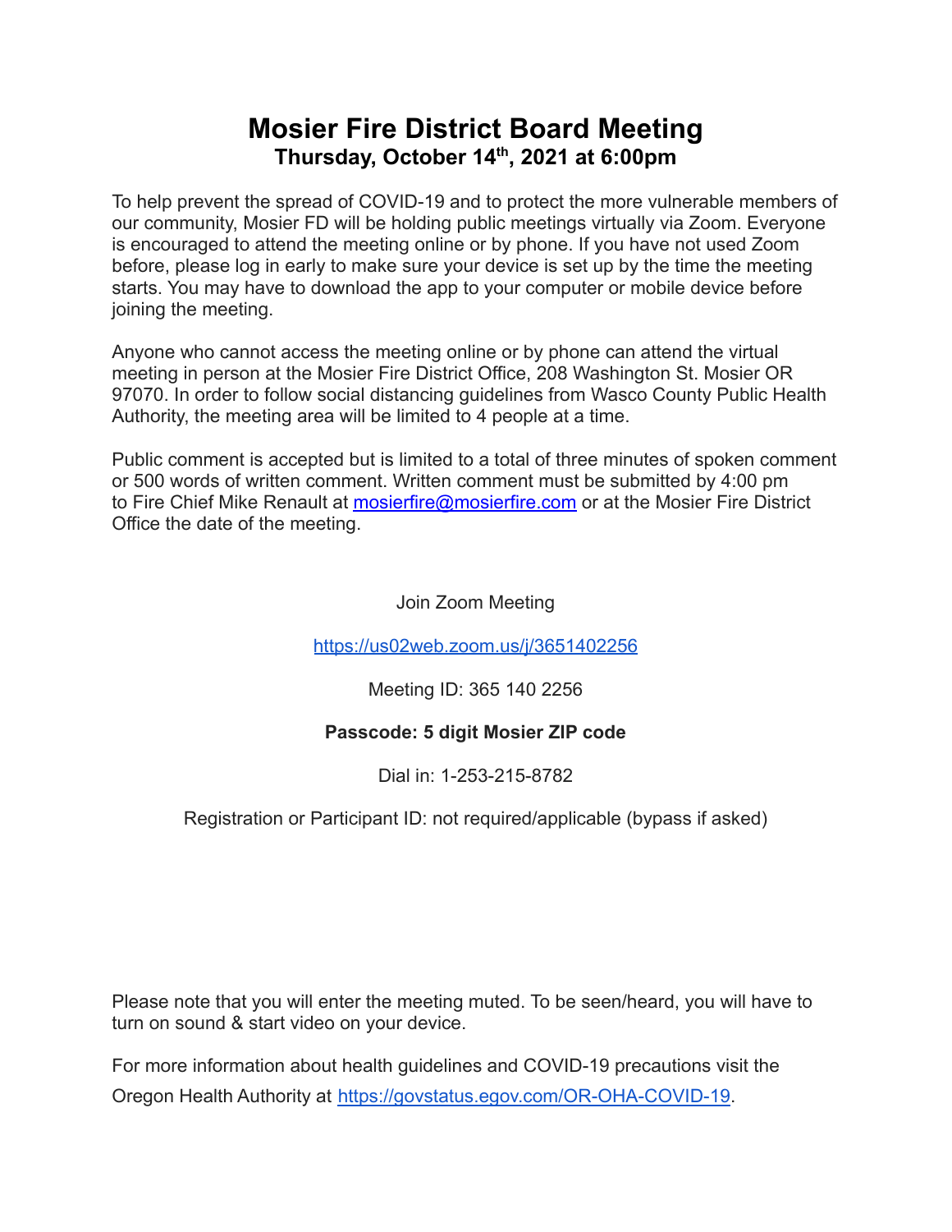# Mosier Fire District Board Meeting

**Thursday, October 14th, 2021 at 6:00pm**

To help prevent the spread of COVID-19 and to protect the more vulnerable members of our community, Mosier FD will be holding public meetings virtually via Zoom. Everyone is encouraged to attend the meeting online or by phone. If you have not used Zoom before, please log in early to make sure your device is set up by the time the meeting starts. You may have to download the app to your computer or mobile device before joining the meeting.

Anyone who cannot access the meeting online or by phone can attend the virtual meeting in person at the Mosier Fire District Office, 208 Washington St. Mosier OR 97070. In order to follow social distancing guidelines from Wasco County Public Health Authority, the meeting area will be limited to 4 people at a time.

Public comment is accepted but is limited to a total of three minutes of spoken comment or 500 words of written comment. Written comment must be submitted by 4:00 pm to Fire Chief Mike Renault at mosierfire@mosierfire.com or at the Mosier Fire District Office the date of the meeting.

Join Zoom Meeting

https://us02web.zoom.us/j/3651402256

Meeting ID: 365 140 2256

**Passcode: 5 digit Mosier ZIP code**

Dial in: 1-253-215-8782

Registration or Participant ID: not required/applicable (bypass if asked)

Please note that you will enter the meeting muted. To be seen/heard, you will have to turn on sound & start video on your device.

For more information about health guidelines and COVID-19 precautions visit the Oregon Health Authority at https://govstatus.egov.com/OR-OHA-COVID-19.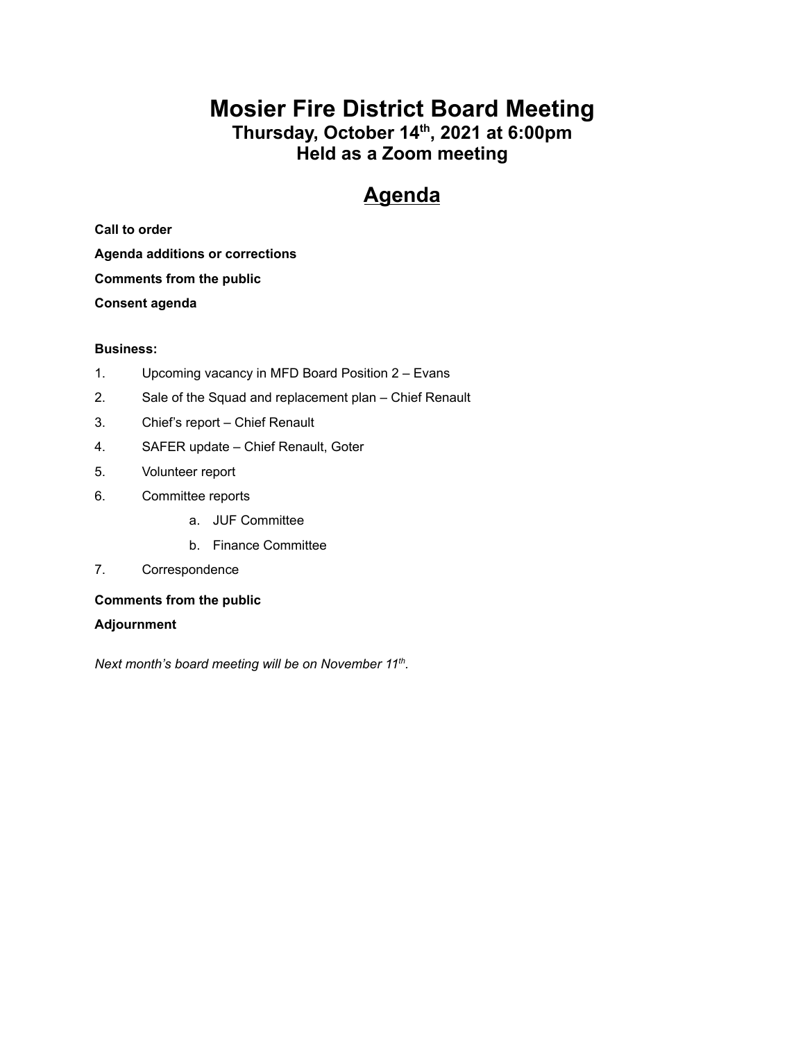# Mosier Fire District Board Meeting

## Thursday, October 14th, 2021 at 6:00pm
## Held as a Zoom meeting

## Agenda

**Call to order**

**Agenda additions or corrections**

**Comments from the public**

**Consent agenda**

**Business:**

1. Upcoming vacancy in MFD Board Position 2 – Evans
2. Sale of the Squad and replacement plan – Chief Renault
3. Chief's report – Chief Renault
4. SAFER update – Chief Renault, Goter
5. Volunteer report
6. Committee reports
   a. JUF Committee
   b. Finance Committee
7. Correspondence

**Comments from the public**

**Adjournment**

*Next month's board meeting will be on November 11th.*